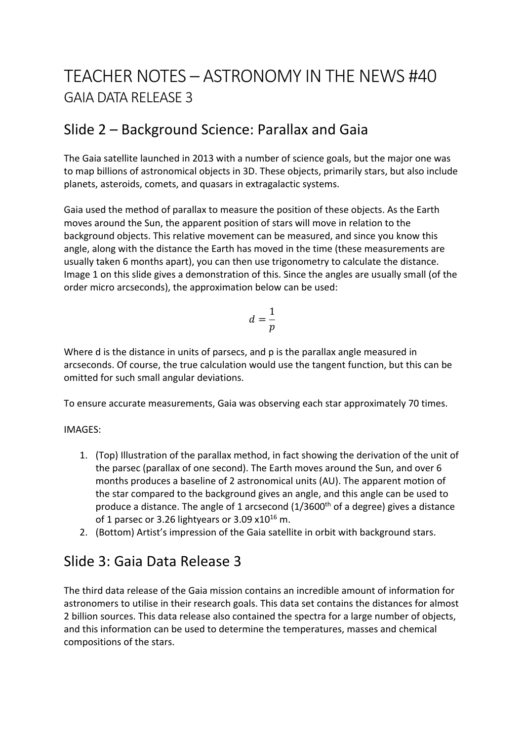# TEACHER NOTES – ASTRONOMY IN THE NEWS #40

## GAIA DATA RELEASE 3

## Slide 2 – Background Science: Parallax and Gaia

The Gaia satellite launched in 2013 with a number of science goals, but the major one was to map billions of astronomical objects in 3D. These objects, primarily stars, but also include planets, asteroids, comets, and quasars in extragalactic systems.

Gaia used the method of parallax to measure the position of these objects. As the Earth moves around the Sun, the apparent position of stars will move in relation to the background objects. This relative movement can be measured, and since you know this angle, along with the distance the Earth has moved in the time (these measurements are usually taken 6 months apart), you can then use trigonometry to calculate the distance. Image 1 on this slide gives a demonstration of this. Since the angles are usually small (of the order micro arcseconds), the approximation below can be used:

$$d = \frac{1}{p}$$

Where d is the distance in units of parsecs, and p is the parallax angle measured in arcseconds. Of course, the true calculation would use the tangent function, but this can be omitted for such small angular deviations.

To ensure accurate measurements, Gaia was observing each star approximately 70 times.

IMAGES:

1. (Top) Illustration of the parallax method, in fact showing the derivation of the unit of the parsec (parallax of one second). The Earth moves around the Sun, and over 6 months produces a baseline of 2 astronomical units (AU). The apparent motion of the star compared to the background gives an angle, and this angle can be used to produce a distance. The angle of 1 arcsecond (1/3600th of a degree) gives a distance of 1 parsec or 3.26 lightyears or $3.09 \times 10^{16}$ m.
2. (Bottom) Artist's impression of the Gaia satellite in orbit with background stars.

## Slide 3: Gaia Data Release 3

The third data release of the Gaia mission contains an incredible amount of information for astronomers to utilise in their research goals. This data set contains the distances for almost 2 billion sources. This data release also contained the spectra for a large number of objects, and this information can be used to determine the temperatures, masses and chemical compositions of the stars.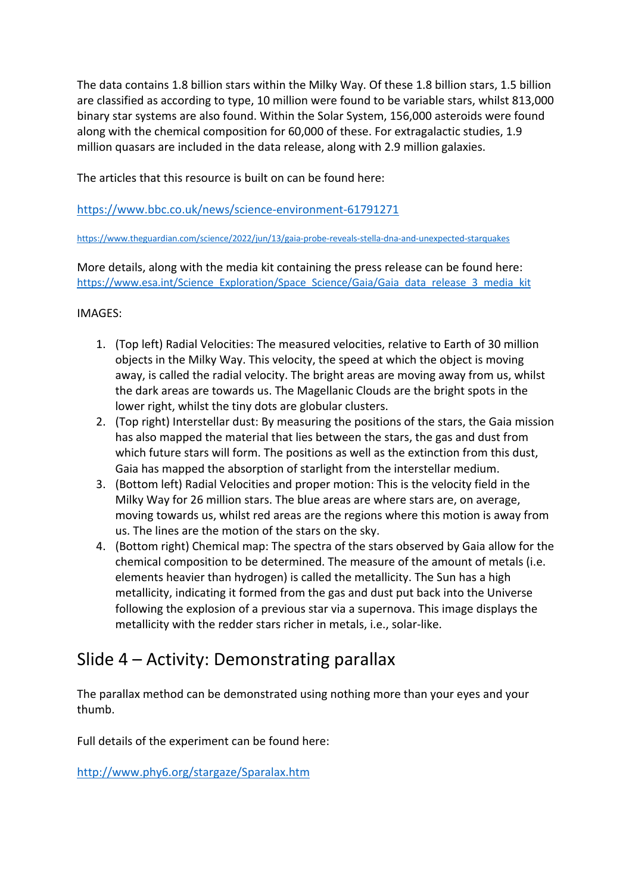The data contains 1.8 billion stars within the Milky Way. Of these 1.8 billion stars, 1.5 billion are classified as according to type, 10 million were found to be variable stars, whilst 813,000 binary star systems are also found. Within the Solar System, 156,000 asteroids were found along with the chemical composition for 60,000 of these. For extragalactic studies, 1.9 million quasars are included in the data release, along with 2.9 million galaxies.

The articles that this resource is built on can be found here:

https://www.bbc.co.uk/news/science-environment-61791271

https://www.theguardian.com/science/2022/jun/13/gaia-probe-reveals-stella-dna-and-unexpected-starquakes

More details, along with the media kit containing the press release can be found here: https://www.esa.int/Science_Exploration/Space_Science/Gaia/Gaia_data_release_3_media_kit

IMAGES:

1. (Top left) Radial Velocities: The measured velocities, relative to Earth of 30 million objects in the Milky Way. This velocity, the speed at which the object is moving away, is called the radial velocity. The bright areas are moving away from us, whilst the dark areas are towards us. The Magellanic Clouds are the bright spots in the lower right, whilst the tiny dots are globular clusters.
2. (Top right) Interstellar dust: By measuring the positions of the stars, the Gaia mission has also mapped the material that lies between the stars, the gas and dust from which future stars will form. The positions as well as the extinction from this dust, Gaia has mapped the absorption of starlight from the interstellar medium.
3. (Bottom left) Radial Velocities and proper motion: This is the velocity field in the Milky Way for 26 million stars. The blue areas are where stars are, on average, moving towards us, whilst red areas are the regions where this motion is away from us. The lines are the motion of the stars on the sky.
4. (Bottom right) Chemical map: The spectra of the stars observed by Gaia allow for the chemical composition to be determined. The measure of the amount of metals (i.e. elements heavier than hydrogen) is called the metallicity. The Sun has a high metallicity, indicating it formed from the gas and dust put back into the Universe following the explosion of a previous star via a supernova. This image displays the metallicity with the redder stars richer in metals, i.e., solar-like.

## Slide 4 – Activity: Demonstrating parallax

The parallax method can be demonstrated using nothing more than your eyes and your thumb.

Full details of the experiment can be found here:

http://www.phy6.org/stargaze/Sparalax.htm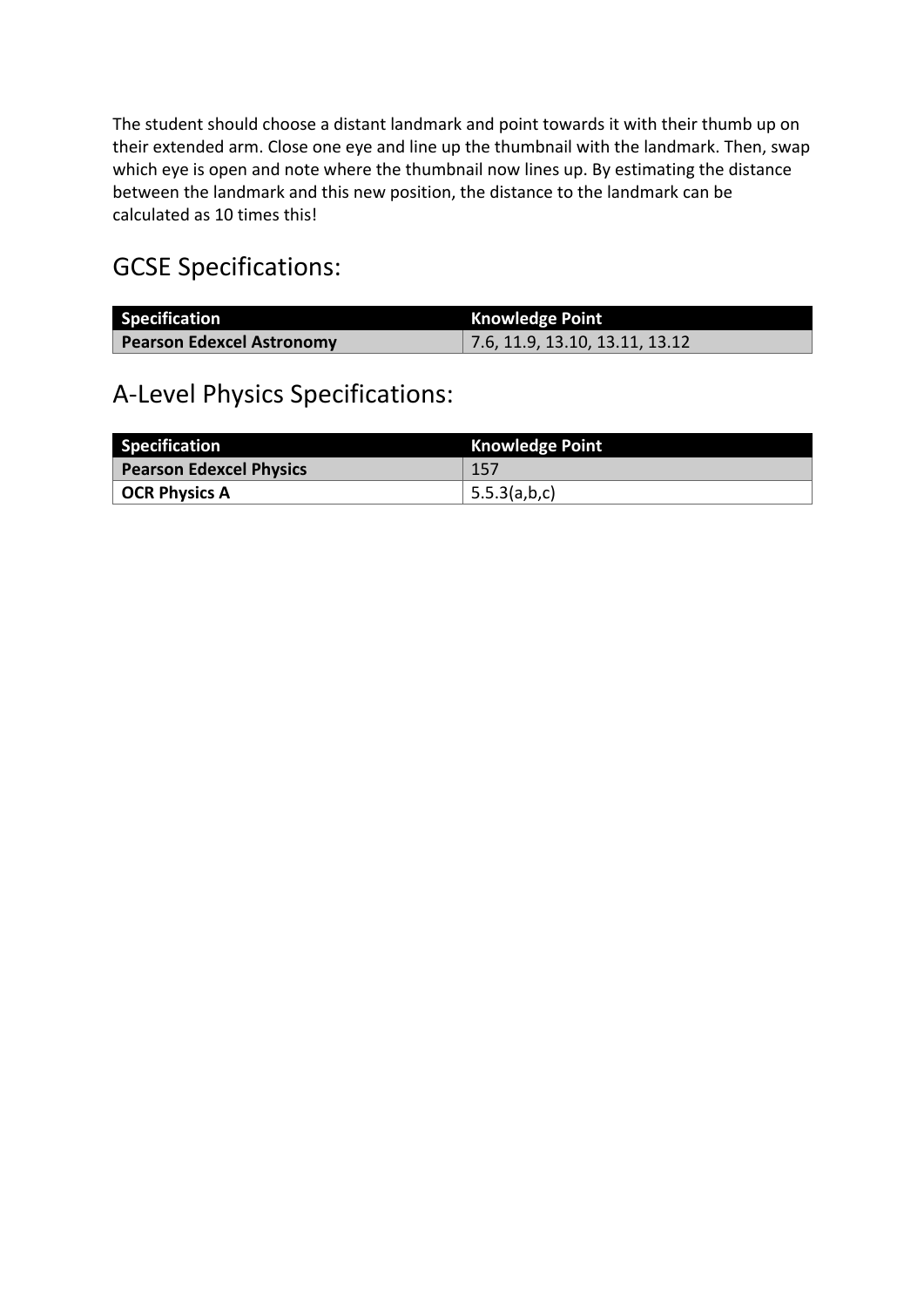The student should choose a distant landmark and point towards it with their thumb up on their extended arm. Close one eye and line up the thumbnail with the landmark. Then, swap which eye is open and note where the thumbnail now lines up. By estimating the distance between the landmark and this new position, the distance to the landmark can be calculated as 10 times this!

## GCSE Specifications:

| Specification | Knowledge Point |
|---|---|
| **Pearson Edexcel Astronomy** | 7.6, 11.9, 13.10, 13.11, 13.12 |

## A-Level Physics Specifications:

| Specification | Knowledge Point |
|---|---|
| **Pearson Edexcel Physics** | 157 |
| **OCR Physics A** | 5.5.3(a,b,c) |